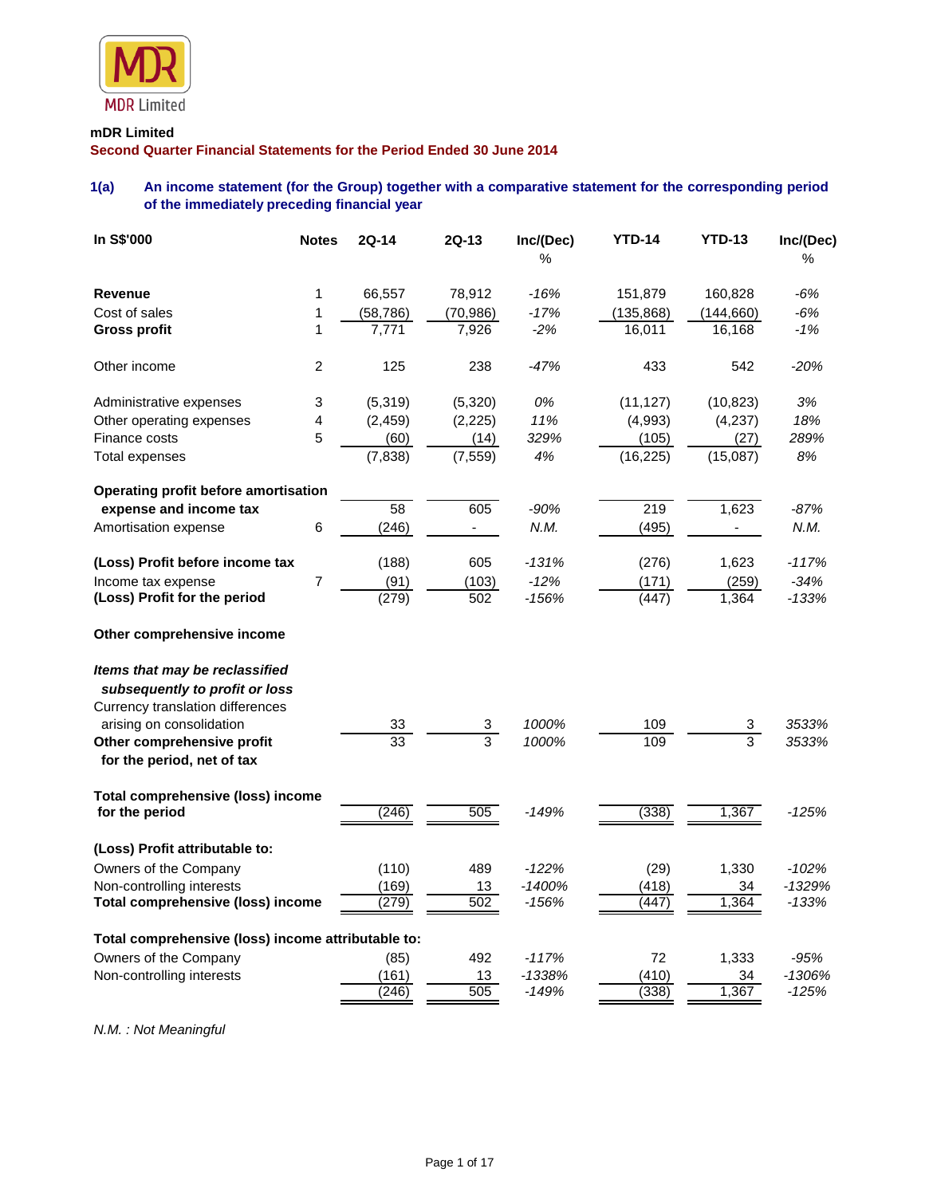MDR Limited

**mDR Limited**

**Second Quarter Financial Statements for the Period Ended 30 June 2014**

## 1(a) An income statement (for the Group) together with a comparative statement for the corresponding period of the immediately preceding financial year

| In S$'000 | Notes | 2Q-14 | 2Q-13 | Inc/(Dec) % | YTD-14 | YTD-13 | Inc/(Dec) % |
|---|---|---|---|---|---|---|---|
| **Revenue** | 1 | 66,557 | 78,912 | *-16%* | 151,879 | 160,828 | *-6%* |
| Cost of sales | 1 | (58,786) | (70,986) | *-17%* | (135,868) | (144,660) | *-6%* |
| **Gross profit** | 1 | 7,771 | 7,926 | *-2%* | 16,011 | 16,168 | *-1%* |
| Other income | 2 | 125 | 238 | *-47%* | 433 | 542 | *-20%* |
| Administrative expenses | 3 | (5,319) | (5,320) | *0%* | (11,127) | (10,823) | *3%* |
| Other operating expenses | 4 | (2,459) | (2,225) | *11%* | (4,993) | (4,237) | *18%* |
| Finance costs | 5 | (60) | (14) | *329%* | (105) | (27) | *289%* |
| Total expenses | | (7,838) | (7,559) | *4%* | (16,225) | (15,087) | *8%* |
| **Operating profit before amortisation expense and income tax** | | 58 | 605 | *-90%* | 219 | 1,623 | *-87%* |
| Amortisation expense | 6 | (246) | - | *N.M.* | (495) | - | *N.M.* |
| **(Loss) Profit before income tax** | | (188) | 605 | *-131%* | (276) | 1,623 | *-117%* |
| Income tax expense | 7 | (91) | (103) | *-12%* | (171) | (259) | *-34%* |
| **(Loss) Profit for the period** | | (279) | 502 | *-156%* | (447) | 1,364 | *-133%* |
| **Other comprehensive income** | | | | | | | |
| ***Items that may be reclassified subsequently to profit or loss*** | | | | | | | |
| Currency translation differences arising on consolidation | | 33 | 3 | *1000%* | 109 | 3 | *3533%* |
| **Other comprehensive profit for the period, net of tax** | | 33 | 3 | *1000%* | 109 | 3 | *3533%* |
| **Total comprehensive (loss) income for the period** | | (246) | 505 | *-149%* | (338) | 1,367 | *-125%* |
| **(Loss) Profit attributable to:** | | | | | | | |
| Owners of the Company | | (110) | 489 | *-122%* | (29) | 1,330 | *-102%* |
| Non-controlling interests | | (169) | 13 | *-1400%* | (418) | 34 | *-1329%* |
| **Total comprehensive (loss) income** | | (279) | 502 | *-156%* | (447) | 1,364 | *-133%* |
| **Total comprehensive (loss) income attributable to:** | | | | | | | |
| Owners of the Company | | (85) | 492 | *-117%* | 72 | 1,333 | *-95%* |
| Non-controlling interests | | (161) | 13 | *-1338%* | (410) | 34 | *-1306%* |
| | | (246) | 505 | *-149%* | (338) | 1,367 | *-125%* |

*N.M. : Not Meaningful*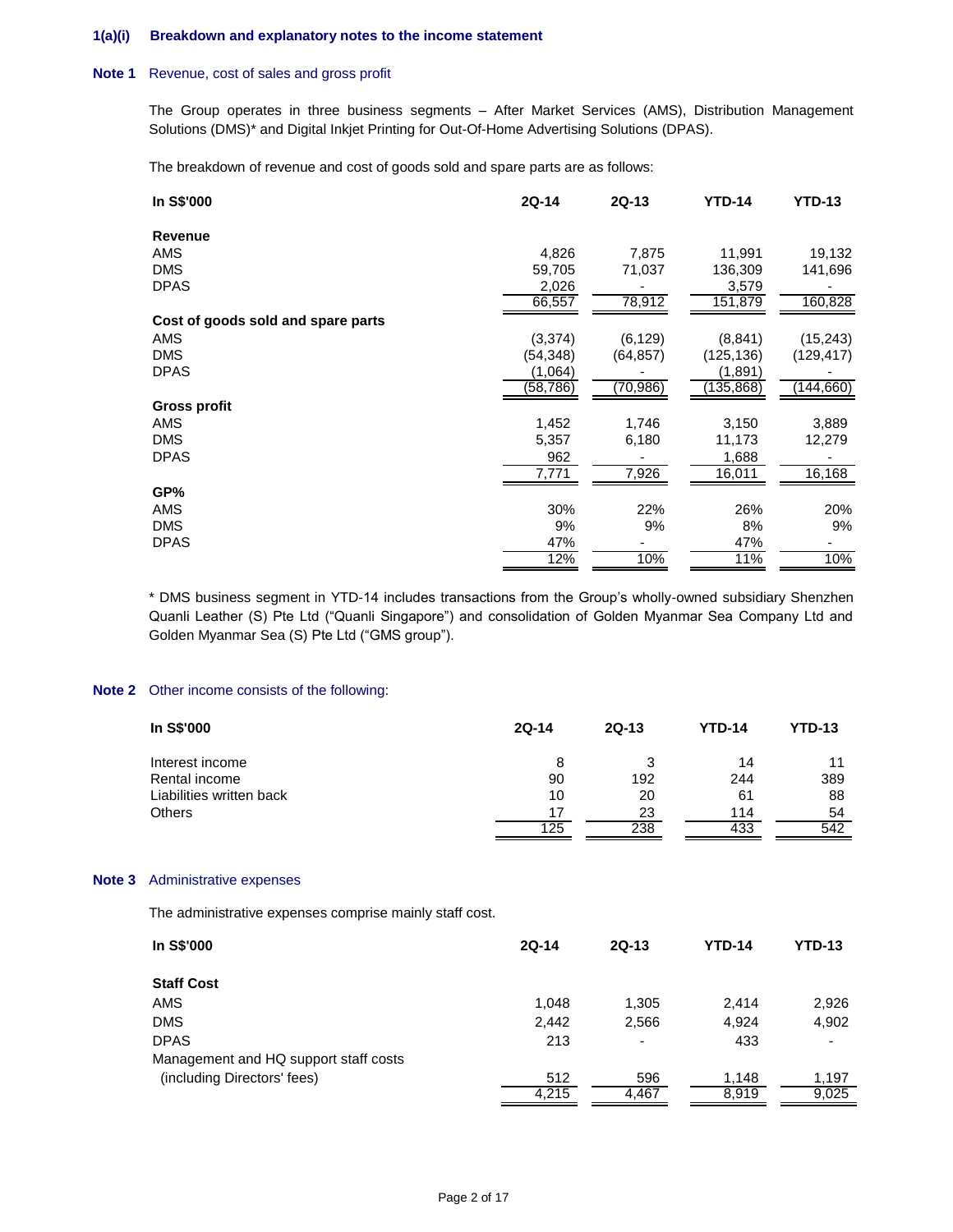### 1(a)(i) Breakdown and explanatory notes to the income statement

**Note 1** Revenue, cost of sales and gross profit

The Group operates in three business segments – After Market Services (AMS), Distribution Management Solutions (DMS)* and Digital Inkjet Printing for Out-Of-Home Advertising Solutions (DPAS).

The breakdown of revenue and cost of goods sold and spare parts are as follows:

| In S$'000 | 2Q-14 | 2Q-13 | YTD-14 | YTD-13 |
|---|---|---|---|---|
| **Revenue** | | | | |
| AMS | 4,826 | 7,875 | 11,991 | 19,132 |
| DMS | 59,705 | 71,037 | 136,309 | 141,696 |
| DPAS | 2,026 | - | 3,579 | - |
| | 66,557 | 78,912 | 151,879 | 160,828 |
| **Cost of goods sold and spare parts** | | | | |
| AMS | (3,374) | (6,129) | (8,841) | (15,243) |
| DMS | (54,348) | (64,857) | (125,136) | (129,417) |
| DPAS | (1,064) | - | (1,891) | - |
| | (58,786) | (70,986) | (135,868) | (144,660) |
| **Gross profit** | | | | |
| AMS | 1,452 | 1,746 | 3,150 | 3,889 |
| DMS | 5,357 | 6,180 | 11,173 | 12,279 |
| DPAS | 962 | - | 1,688 | - |
| | 7,771 | 7,926 | 16,011 | 16,168 |
| **GP%** | | | | |
| AMS | 30% | 22% | 26% | 20% |
| DMS | 9% | 9% | 8% | 9% |
| DPAS | 47% | - | 47% | - |
| | 12% | 10% | 11% | 10% |

* DMS business segment in YTD-14 includes transactions from the Group's wholly-owned subsidiary Shenzhen Quanli Leather (S) Pte Ltd ("Quanli Singapore") and consolidation of Golden Myanmar Sea Company Ltd and Golden Myanmar Sea (S) Pte Ltd ("GMS group").

**Note 2** Other income consists of the following:

| In S$'000 | 2Q-14 | 2Q-13 | YTD-14 | YTD-13 |
|---|---|---|---|---|
| Interest income | 8 | 3 | 14 | 11 |
| Rental income | 90 | 192 | 244 | 389 |
| Liabilities written back | 10 | 20 | 61 | 88 |
| Others | 17 | 23 | 114 | 54 |
| | 125 | 238 | 433 | 542 |

**Note 3** Administrative expenses

The administrative expenses comprise mainly staff cost.

| In S$'000 | 2Q-14 | 2Q-13 | YTD-14 | YTD-13 |
|---|---|---|---|---|
| **Staff Cost** | | | | |
| AMS | 1,048 | 1,305 | 2,414 | 2,926 |
| DMS | 2,442 | 2,566 | 4,924 | 4,902 |
| DPAS | 213 | - | 433 | - |
| Management and HQ support staff costs (including Directors' fees) | 512 | 596 | 1,148 | 1,197 |
| | 4,215 | 4,467 | 8,919 | 9,025 |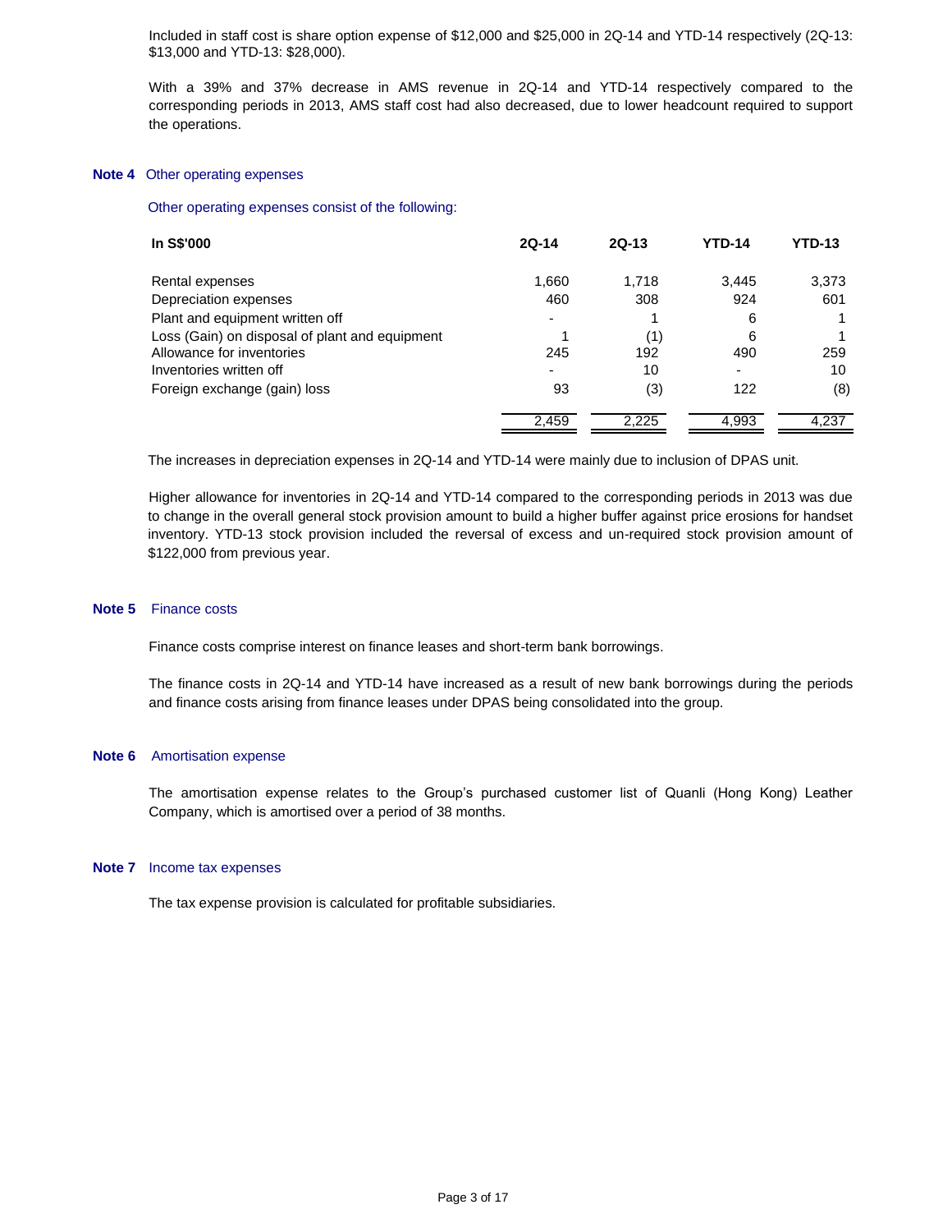Included in staff cost is share option expense of $12,000 and $25,000 in 2Q-14 and YTD-14 respectively (2Q-13: $13,000 and YTD-13: $28,000).

With a 39% and 37% decrease in AMS revenue in 2Q-14 and YTD-14 respectively compared to the corresponding periods in 2013, AMS staff cost had also decreased, due to lower headcount required to support the operations.

**Note 4** Other operating expenses

Other operating expenses consist of the following:

| In S$'000 | 2Q-14 | 2Q-13 | YTD-14 | YTD-13 |
|---|---|---|---|---|
| Rental expenses | 1,660 | 1,718 | 3,445 | 3,373 |
| Depreciation expenses | 460 | 308 | 924 | 601 |
| Plant and equipment written off | - | 1 | 6 | 1 |
| Loss (Gain) on disposal of plant and equipment | 1 | (1) | 6 | 1 |
| Allowance for inventories | 245 | 192 | 490 | 259 |
| Inventories written off | - | 10 | - | 10 |
| Foreign exchange (gain) loss | 93 | (3) | 122 | (8) |
| | 2,459 | 2,225 | 4,993 | 4,237 |

The increases in depreciation expenses in 2Q-14 and YTD-14 were mainly due to inclusion of DPAS unit.

Higher allowance for inventories in 2Q-14 and YTD-14 compared to the corresponding periods in 2013 was due to change in the overall general stock provision amount to build a higher buffer against price erosions for handset inventory. YTD-13 stock provision included the reversal of excess and un-required stock provision amount of $122,000 from previous year.

**Note 5** Finance costs

Finance costs comprise interest on finance leases and short-term bank borrowings.

The finance costs in 2Q-14 and YTD-14 have increased as a result of new bank borrowings during the periods and finance costs arising from finance leases under DPAS being consolidated into the group.

**Note 6** Amortisation expense

The amortisation expense relates to the Group's purchased customer list of Quanli (Hong Kong) Leather Company, which is amortised over a period of 38 months.

**Note 7** Income tax expenses

The tax expense provision is calculated for profitable subsidiaries.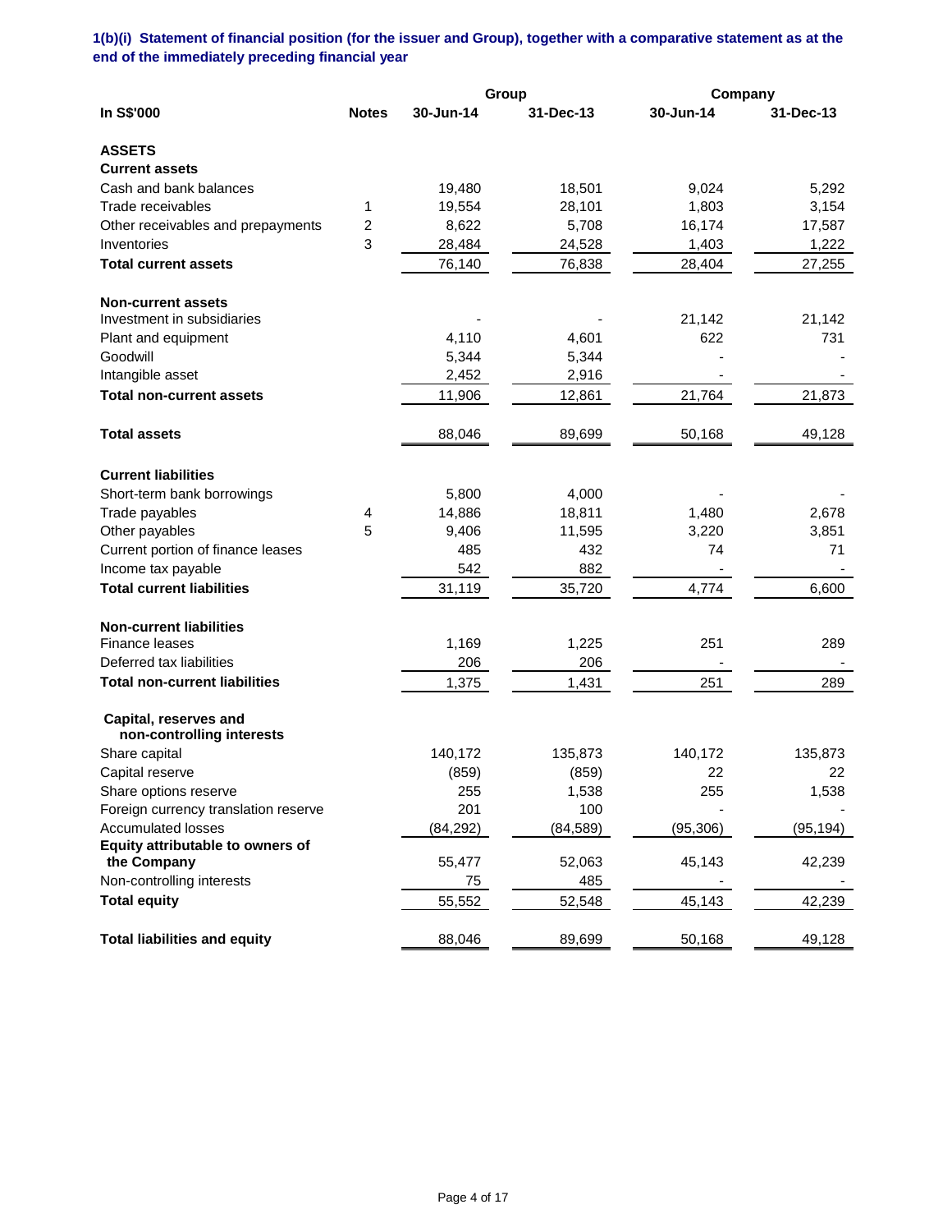**1(b)(i) Statement of financial position (for the issuer and Group), together with a comparative statement as at the end of the immediately preceding financial year**

| In S$'000 | Notes | Group | | Company | |
|---|---|---|---|---|---|
| | | 30-Jun-14 | 31-Dec-13 | 30-Jun-14 | 31-Dec-13 |
| **ASSETS** | | | | | |
| **Current assets** | | | | | |
| Cash and bank balances | | 19,480 | 18,501 | 9,024 | 5,292 |
| Trade receivables | 1 | 19,554 | 28,101 | 1,803 | 3,154 |
| Other receivables and prepayments | 2 | 8,622 | 5,708 | 16,174 | 17,587 |
| Inventories | 3 | 28,484 | 24,528 | 1,403 | 1,222 |
| **Total current assets** | | 76,140 | 76,838 | 28,404 | 27,255 |
| **Non-current assets** | | | | | |
| Investment in subsidiaries | | - | - | 21,142 | 21,142 |
| Plant and equipment | | 4,110 | 4,601 | 622 | 731 |
| Goodwill | | 5,344 | 5,344 | - | - |
| Intangible asset | | 2,452 | 2,916 | - | - |
| **Total non-current assets** | | 11,906 | 12,861 | 21,764 | 21,873 |
| **Total assets** | | 88,046 | 89,699 | 50,168 | 49,128 |
| **Current liabilities** | | | | | |
| Short-term bank borrowings | | 5,800 | 4,000 | - | - |
| Trade payables | 4 | 14,886 | 18,811 | 1,480 | 2,678 |
| Other payables | 5 | 9,406 | 11,595 | 3,220 | 3,851 |
| Current portion of finance leases | | 485 | 432 | 74 | 71 |
| Income tax payable | | 542 | 882 | - | - |
| **Total current liabilities** | | 31,119 | 35,720 | 4,774 | 6,600 |
| **Non-current liabilities** | | | | | |
| Finance leases | | 1,169 | 1,225 | 251 | 289 |
| Deferred tax liabilities | | 206 | 206 | - | - |
| **Total non-current liabilities** | | 1,375 | 1,431 | 251 | 289 |
| **Capital, reserves and non-controlling interests** | | | | | |
| Share capital | | 140,172 | 135,873 | 140,172 | 135,873 |
| Capital reserve | | (859) | (859) | 22 | 22 |
| Share options reserve | | 255 | 1,538 | 255 | 1,538 |
| Foreign currency translation reserve | | 201 | 100 | - | - |
| Accumulated losses | | (84,292) | (84,589) | (95,306) | (95,194) |
| **Equity attributable to owners of the Company** | | 55,477 | 52,063 | 45,143 | 42,239 |
| Non-controlling interests | | 75 | 485 | - | - |
| **Total equity** | | 55,552 | 52,548 | 45,143 | 42,239 |
| **Total liabilities and equity** | | 88,046 | 89,699 | 50,168 | 49,128 |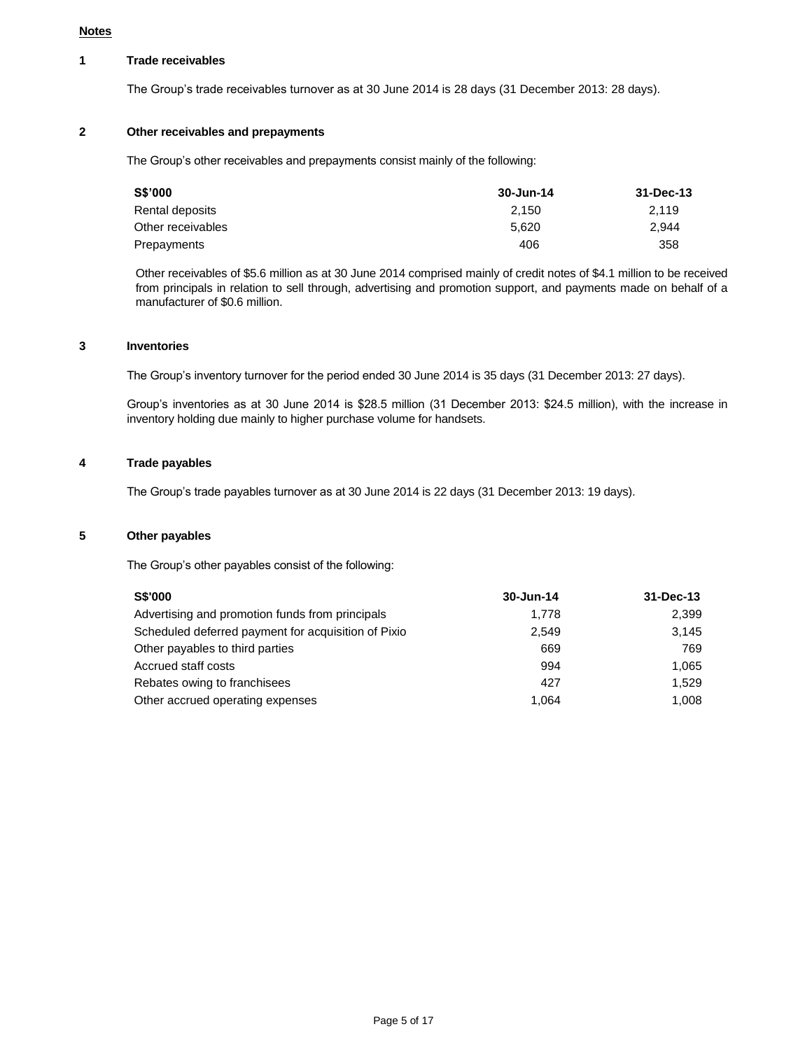**Notes**

**1 Trade receivables**

The Group's trade receivables turnover as at 30 June 2014 is 28 days (31 December 2013: 28 days).

**2 Other receivables and prepayments**

The Group's other receivables and prepayments consist mainly of the following:

| S$'000 | 30-Jun-14 | 31-Dec-13 |
|---|---|---|
| Rental deposits | 2,150 | 2,119 |
| Other receivables | 5,620 | 2,944 |
| Prepayments | 406 | 358 |

Other receivables of $5.6 million as at 30 June 2014 comprised mainly of credit notes of $4.1 million to be received from principals in relation to sell through, advertising and promotion support, and payments made on behalf of a manufacturer of $0.6 million.

**3 Inventories**

The Group's inventory turnover for the period ended 30 June 2014 is 35 days (31 December 2013: 27 days).

Group's inventories as at 30 June 2014 is $28.5 million (31 December 2013: $24.5 million), with the increase in inventory holding due mainly to higher purchase volume for handsets.

**4 Trade payables**

The Group's trade payables turnover as at 30 June 2014 is 22 days (31 December 2013: 19 days).

**5 Other payables**

The Group's other payables consist of the following:

| S$'000 | 30-Jun-14 | 31-Dec-13 |
|---|---|---|
| Advertising and promotion funds from principals | 1,778 | 2,399 |
| Scheduled deferred payment for acquisition of Pixio | 2,549 | 3,145 |
| Other payables to third parties | 669 | 769 |
| Accrued staff costs | 994 | 1,065 |
| Rebates owing to franchisees | 427 | 1,529 |
| Other accrued operating expenses | 1,064 | 1,008 |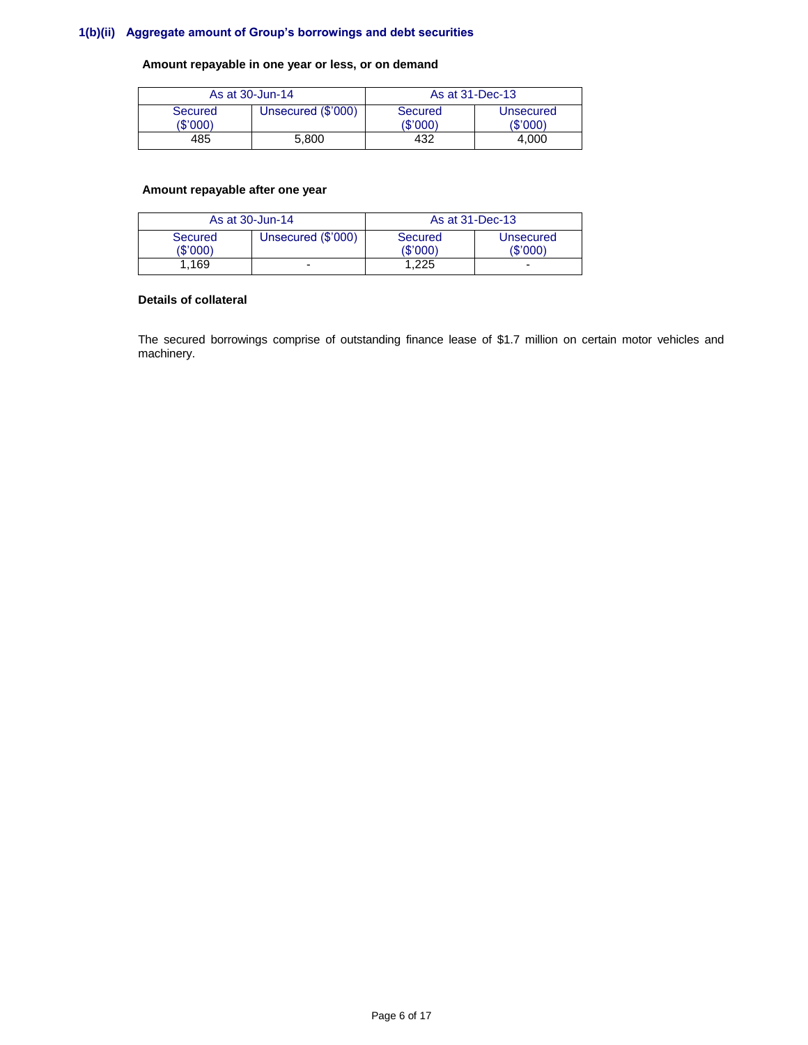### 1(b)(ii) Aggregate amount of Group's borrowings and debt securities

**Amount repayable in one year or less, or on demand**

| As at 30-Jun-14 | | As at 31-Dec-13 | |
|---|---|---|---|
| Secured ($'000) | Unsecured ($'000) | Secured ($'000) | Unsecured ($'000) |
| 485 | 5,800 | 432 | 4,000 |

**Amount repayable after one year**

| As at 30-Jun-14 | | As at 31-Dec-13 | |
|---|---|---|---|
| Secured ($'000) | Unsecured ($'000) | Secured ($'000) | Unsecured ($'000) |
| 1,169 | - | 1,225 | - |

**Details of collateral**

The secured borrowings comprise of outstanding finance lease of $1.7 million on certain motor vehicles and machinery.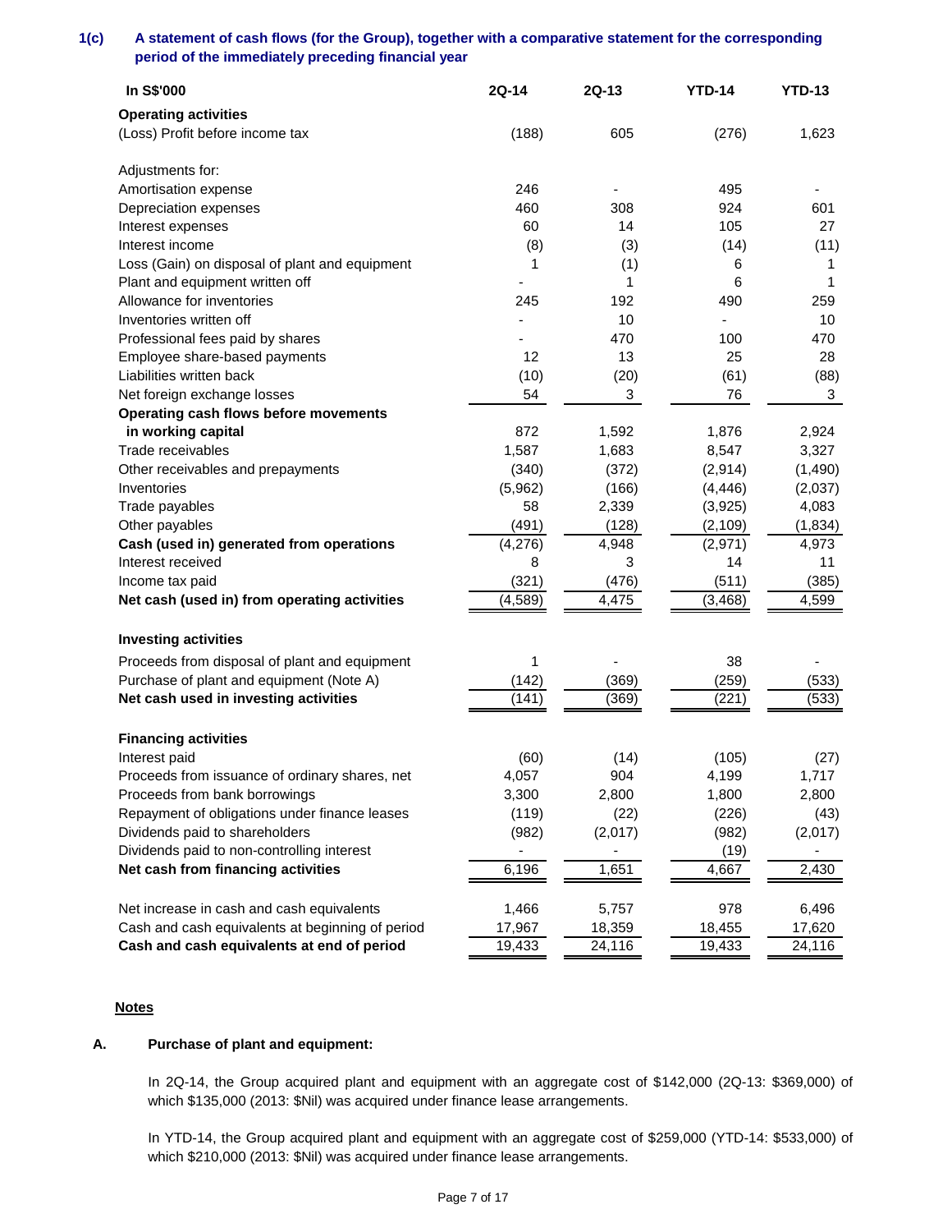## 1(c) A statement of cash flows (for the Group), together with a comparative statement for the corresponding period of the immediately preceding financial year

| In S$'000 | 2Q-14 | 2Q-13 | YTD-14 | YTD-13 |
|---|---|---|---|---|
| **Operating activities** | | | | |
| (Loss) Profit before income tax | (188) | 605 | (276) | 1,623 |
| | | | | |
| Adjustments for: | | | | |
| Amortisation expense | 246 | - | 495 | - |
| Depreciation expenses | 460 | 308 | 924 | 601 |
| Interest expenses | 60 | 14 | 105 | 27 |
| Interest income | (8) | (3) | (14) | (11) |
| Loss (Gain) on disposal of plant and equipment | 1 | (1) | 6 | 1 |
| Plant and equipment written off | - | 1 | 6 | 1 |
| Allowance for inventories | 245 | 192 | 490 | 259 |
| Inventories written off | - | 10 | - | 10 |
| Professional fees paid by shares | - | 470 | 100 | 470 |
| Employee share-based payments | 12 | 13 | 25 | 28 |
| Liabilities written back | (10) | (20) | (61) | (88) |
| Net foreign exchange losses | 54 | 3 | 76 | 3 |
| **Operating cash flows before movements in working capital** | 872 | 1,592 | 1,876 | 2,924 |
| Trade receivables | 1,587 | 1,683 | 8,547 | 3,327 |
| Other receivables and prepayments | (340) | (372) | (2,914) | (1,490) |
| Inventories | (5,962) | (166) | (4,446) | (2,037) |
| Trade payables | 58 | 2,339 | (3,925) | 4,083 |
| Other payables | (491) | (128) | (2,109) | (1,834) |
| **Cash (used in) generated from operations** | (4,276) | 4,948 | (2,971) | 4,973 |
| Interest received | 8 | 3 | 14 | 11 |
| Income tax paid | (321) | (476) | (511) | (385) |
| **Net cash (used in) from operating activities** | (4,589) | 4,475 | (3,468) | 4,599 |
| | | | | |
| **Investing activities** | | | | |
| Proceeds from disposal of plant and equipment | 1 | - | 38 | - |
| Purchase of plant and equipment (Note A) | (142) | (369) | (259) | (533) |
| **Net cash used in investing activities** | (141) | (369) | (221) | (533) |
| | | | | |
| **Financing activities** | | | | |
| Interest paid | (60) | (14) | (105) | (27) |
| Proceeds from issuance of ordinary shares, net | 4,057 | 904 | 4,199 | 1,717 |
| Proceeds from bank borrowings | 3,300 | 2,800 | 1,800 | 2,800 |
| Repayment of obligations under finance leases | (119) | (22) | (226) | (43) |
| Dividends paid to shareholders | (982) | (2,017) | (982) | (2,017) |
| Dividends paid to non-controlling interest | - | - | (19) | - |
| **Net cash from financing activities** | 6,196 | 1,651 | 4,667 | 2,430 |
| | | | | |
| Net increase in cash and cash equivalents | 1,466 | 5,757 | 978 | 6,496 |
| Cash and cash equivalents at beginning of period | 17,967 | 18,359 | 18,455 | 17,620 |
| **Cash and cash equivalents at end of period** | 19,433 | 24,116 | 19,433 | 24,116 |

**Notes**

**A. Purchase of plant and equipment:**

In 2Q-14, the Group acquired plant and equipment with an aggregate cost of $142,000 (2Q-13: $369,000) of which $135,000 (2013: $Nil) was acquired under finance lease arrangements.

In YTD-14, the Group acquired plant and equipment with an aggregate cost of $259,000 (YTD-14: $533,000) of which $210,000 (2013: $Nil) was acquired under finance lease arrangements.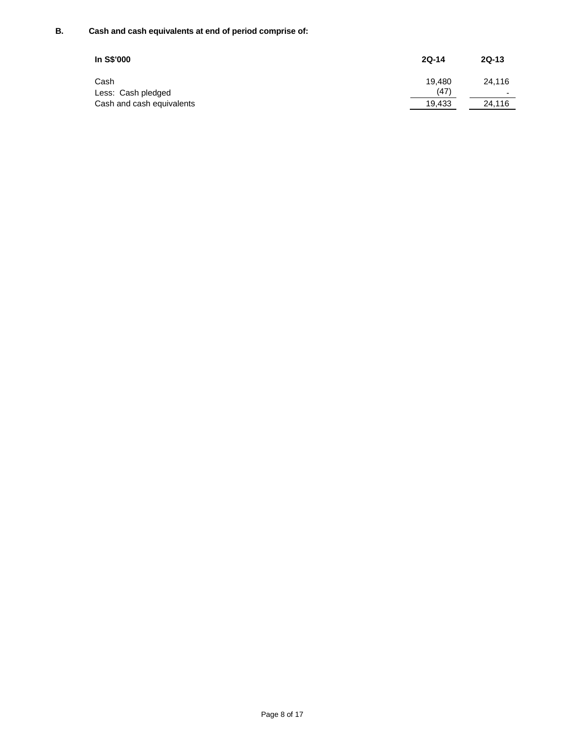### B. Cash and cash equivalents at end of period comprise of:

| In S$'000 | 2Q-14 | 2Q-13 |
|---|---|---|
| Cash | 19,480 | 24,116 |
| Less: Cash pledged | (47) | - |
| Cash and cash equivalents | 19,433 | 24,116 |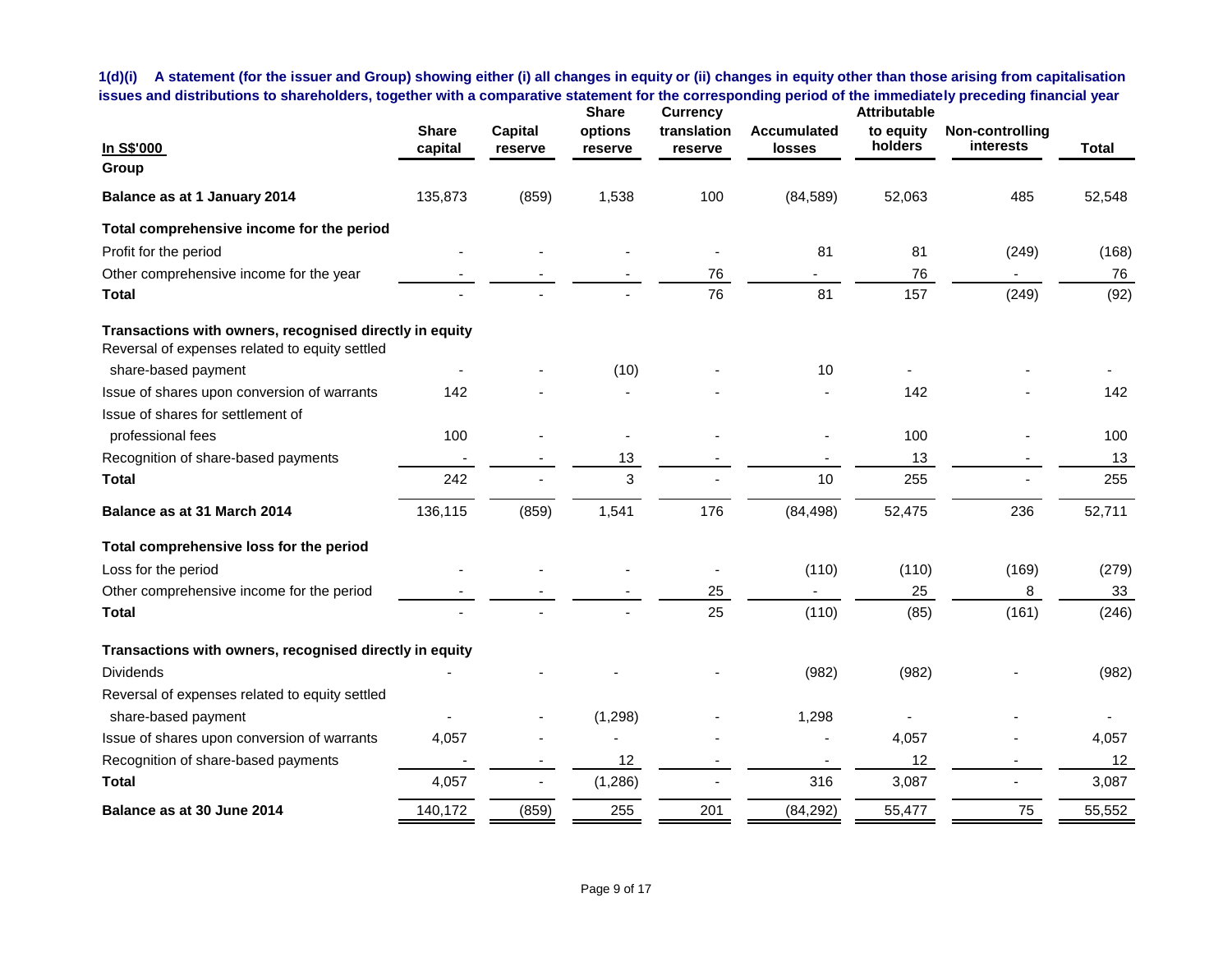**1(d)(i) A statement (for the issuer and Group) showing either (i) all changes in equity or (ii) changes in equity other than those arising from capitalisation issues and distributions to shareholders, together with a comparative statement for the corresponding period of the immediately preceding financial year**

| In S$'000 | Share capital | Capital reserve | Share options reserve | Currency translation reserve | Accumulated losses | Attributable to equity holders | Non-controlling interests | Total |
|---|---|---|---|---|---|---|---|---|
| **Group** | | | | | | | | |
| **Balance as at 1 January 2014** | 135,873 | (859) | 1,538 | 100 | (84,589) | 52,063 | 485 | 52,548 |
| **Total comprehensive income for the period** | | | | | | | | |
| Profit for the period | - | - | - | - | 81 | 81 | (249) | (168) |
| Other comprehensive income for the year | - | - | - | 76 | - | 76 | - | 76 |
| **Total** | - | - | - | 76 | 81 | 157 | (249) | (92) |
| **Transactions with owners, recognised directly in equity** | | | | | | | | |
| Reversal of expenses related to equity settled share-based payment | - | - | (10) | - | 10 | - | - | - |
| Issue of shares upon conversion of warrants | 142 | - | - | - | - | 142 | - | 142 |
| Issue of shares for settlement of professional fees | 100 | - | - | - | - | 100 | - | 100 |
| Recognition of share-based payments | - | - | 13 | - | - | 13 | - | 13 |
| **Total** | 242 | - | 3 | - | 10 | 255 | - | 255 |
| **Balance as at 31 March 2014** | 136,115 | (859) | 1,541 | 176 | (84,498) | 52,475 | 236 | 52,711 |
| **Total comprehensive loss for the period** | | | | | | | | |
| Loss for the period | - | - | - | - | (110) | (110) | (169) | (279) |
| Other comprehensive income for the period | - | - | - | 25 | - | 25 | 8 | 33 |
| **Total** | - | - | - | 25 | (110) | (85) | (161) | (246) |
| **Transactions with owners, recognised directly in equity** | | | | | | | | |
| Dividends | - | - | - | - | (982) | (982) | - | (982) |
| Reversal of expenses related to equity settled share-based payment | - | - | (1,298) | - | 1,298 | - | - | - |
| Issue of shares upon conversion of warrants | 4,057 | - | - | - | - | 4,057 | - | 4,057 |
| Recognition of share-based payments | - | - | 12 | - | - | 12 | - | 12 |
| **Total** | 4,057 | - | (1,286) | - | 316 | 3,087 | - | 3,087 |
| **Balance as at 30 June 2014** | 140,172 | (859) | 255 | 201 | (84,292) | 55,477 | 75 | 55,552 |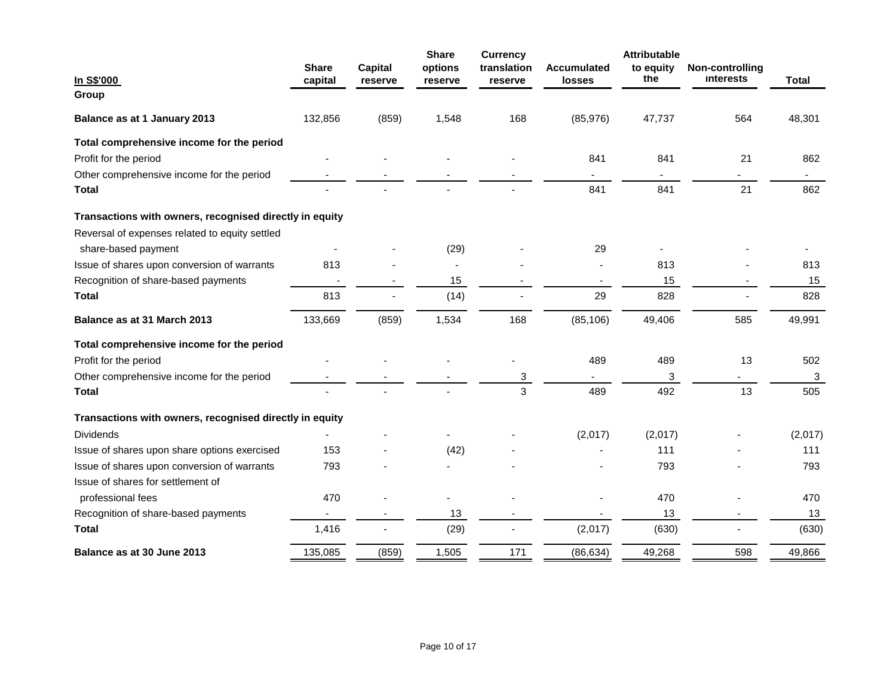| In S$'000 | Share capital | Capital reserve | Share options reserve | Currency translation reserve | Accumulated losses | Attributable to equity the | Non-controlling interests | Total |
|---|---|---|---|---|---|---|---|---|
| **Group** | | | | | | | | |
| **Balance as at 1 January 2013** | 132,856 | (859) | 1,548 | 168 | (85,976) | 47,737 | 564 | 48,301 |
| **Total comprehensive income for the period** | | | | | | | | |
| Profit for the period | - | - | - | - | 841 | 841 | 21 | 862 |
| Other comprehensive income for the period | - | - | - | - | - | - | - | - |
| **Total** | - | - | - | - | 841 | 841 | 21 | 862 |
| **Transactions with owners, recognised directly in equity** | | | | | | | | |
| Reversal of expenses related to equity settled share-based payment | - | - | (29) | - | 29 | - | - | - |
| Issue of shares upon conversion of warrants | 813 | - | - | - | - | 813 | - | 813 |
| Recognition of share-based payments | - | - | 15 | - | - | 15 | - | 15 |
| **Total** | 813 | - | (14) | - | 29 | 828 | - | 828 |
| **Balance as at 31 March 2013** | 133,669 | (859) | 1,534 | 168 | (85,106) | 49,406 | 585 | 49,991 |
| **Total comprehensive income for the period** | | | | | | | | |
| Profit for the period | - | - | - | - | 489 | 489 | 13 | 502 |
| Other comprehensive income for the period | - | - | - | 3 | - | 3 | - | 3 |
| **Total** | - | - | - | 3 | 489 | 492 | 13 | 505 |
| **Transactions with owners, recognised directly in equity** | | | | | | | | |
| Dividends | - | - | - | - | (2,017) | (2,017) | - | (2,017) |
| Issue of shares upon share options exercised | 153 | - | (42) | - | - | 111 | - | 111 |
| Issue of shares upon conversion of warrants | 793 | - | - | - | - | 793 | - | 793 |
| Issue of shares for settlement of professional fees | 470 | - | - | - | - | 470 | - | 470 |
| Recognition of share-based payments | - | - | 13 | - | - | 13 | - | 13 |
| **Total** | 1,416 | - | (29) | - | (2,017) | (630) | - | (630) |
| **Balance as at 30 June 2013** | 135,085 | (859) | 1,505 | 171 | (86,634) | 49,268 | 598 | 49,866 |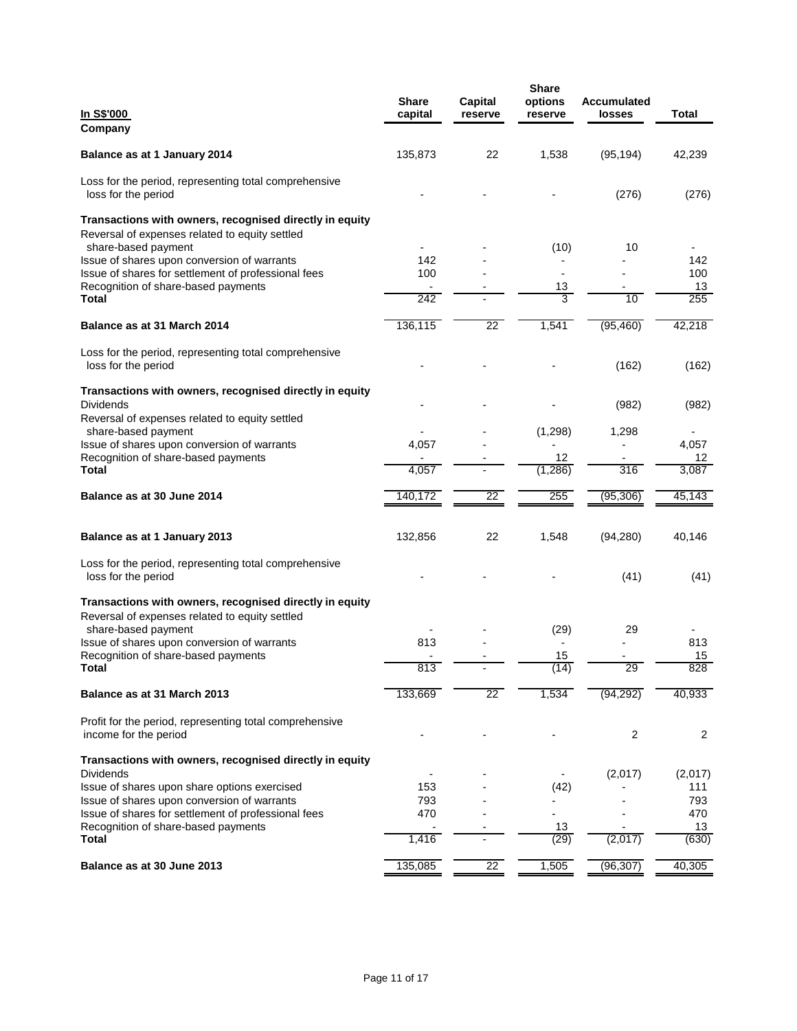| In S$'000 | Share capital | Capital reserve | Share options reserve | Accumulated losses | Total |
|---|---|---|---|---|---|
| **Company** | | | | | |
| **Balance as at 1 January 2014** | 135,873 | 22 | 1,538 | (95,194) | 42,239 |
| Loss for the period, representing total comprehensive loss for the period | - | - | - | (276) | (276) |
| **Transactions with owners, recognised directly in equity** | | | | | |
| Reversal of expenses related to equity settled share-based payment | - | - | (10) | 10 | - |
| Issue of shares upon conversion of warrants | 142 | - | - | - | 142 |
| Issue of shares for settlement of professional fees | 100 | - | - | - | 100 |
| Recognition of share-based payments | - | - | 13 | - | 13 |
| **Total** | 242 | - | 3 | 10 | 255 |
| **Balance as at 31 March 2014** | 136,115 | 22 | 1,541 | (95,460) | 42,218 |
| Loss for the period, representing total comprehensive loss for the period | - | - | - | (162) | (162) |
| **Transactions with owners, recognised directly in equity** | | | | | |
| Dividends | - | - | - | (982) | (982) |
| Reversal of expenses related to equity settled share-based payment | - | - | (1,298) | 1,298 | - |
| Issue of shares upon conversion of warrants | 4,057 | - | - | - | 4,057 |
| Recognition of share-based payments | - | - | 12 | - | 12 |
| **Total** | 4,057 | - | (1,286) | 316 | 3,087 |
| **Balance as at 30 June 2014** | 140,172 | 22 | 255 | (95,306) | 45,143 |
| | | | | | |
| **Balance as at 1 January 2013** | 132,856 | 22 | 1,548 | (94,280) | 40,146 |
| Loss for the period, representing total comprehensive loss for the period | - | - | - | (41) | (41) |
| **Transactions with owners, recognised directly in equity** | | | | | |
| Reversal of expenses related to equity settled share-based payment | - | - | (29) | 29 | - |
| Issue of shares upon conversion of warrants | 813 | - | - | - | 813 |
| Recognition of share-based payments | - | - | 15 | - | 15 |
| **Total** | 813 | - | (14) | 29 | 828 |
| **Balance as at 31 March 2013** | 133,669 | 22 | 1,534 | (94,292) | 40,933 |
| Profit for the period, representing total comprehensive income for the period | - | - | - | 2 | 2 |
| **Transactions with owners, recognised directly in equity** | | | | | |
| Dividends | - | - | - | (2,017) | (2,017) |
| Issue of shares upon share options exercised | 153 | - | (42) | - | 111 |
| Issue of shares upon conversion of warrants | 793 | - | - | - | 793 |
| Issue of shares for settlement of professional fees | 470 | - | - | - | 470 |
| Recognition of share-based payments | - | - | 13 | - | 13 |
| **Total** | 1,416 | - | (29) | (2,017) | (630) |
| **Balance as at 30 June 2013** | 135,085 | 22 | 1,505 | (96,307) | 40,305 |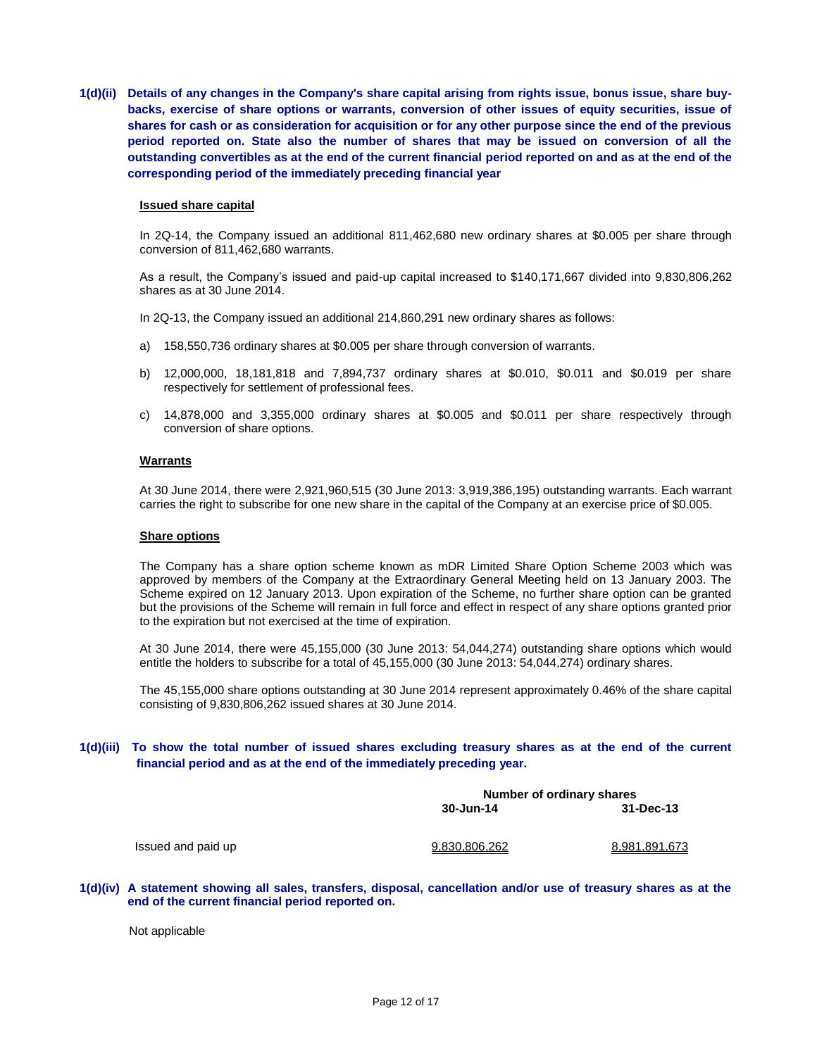**1(d)(ii) Details of any changes in the Company's share capital arising from rights issue, bonus issue, share buy-backs, exercise of share options or warrants, conversion of other issues of equity securities, issue of shares for cash or as consideration for acquisition or for any other purpose since the end of the previous period reported on. State also the number of shares that may be issued on conversion of all the outstanding convertibles as at the end of the current financial period reported on and as at the end of the corresponding period of the immediately preceding financial year**

**Issued share capital**

In 2Q-14, the Company issued an additional 811,462,680 new ordinary shares at $0.005 per share through conversion of 811,462,680 warrants.

As a result, the Company's issued and paid-up capital increased to $140,171,667 divided into 9,830,806,262 shares as at 30 June 2014.

In 2Q-13, the Company issued an additional 214,860,291 new ordinary shares as follows:

a) 158,550,736 ordinary shares at $0.005 per share through conversion of warrants.

b) 12,000,000, 18,181,818 and 7,894,737 ordinary shares at $0.010, $0.011 and $0.019 per share respectively for settlement of professional fees.

c) 14,878,000 and 3,355,000 ordinary shares at $0.005 and $0.011 per share respectively through conversion of share options.

**Warrants**

At 30 June 2014, there were 2,921,960,515 (30 June 2013: 3,919,386,195) outstanding warrants. Each warrant carries the right to subscribe for one new share in the capital of the Company at an exercise price of $0.005.

**Share options**

The Company has a share option scheme known as mDR Limited Share Option Scheme 2003 which was approved by members of the Company at the Extraordinary General Meeting held on 13 January 2003. The Scheme expired on 12 January 2013. Upon expiration of the Scheme, no further share option can be granted but the provisions of the Scheme will remain in full force and effect in respect of any share options granted prior to the expiration but not exercised at the time of expiration.

At 30 June 2014, there were 45,155,000 (30 June 2013: 54,044,274) outstanding share options which would entitle the holders to subscribe for a total of 45,155,000 (30 June 2013: 54,044,274) ordinary shares.

The 45,155,000 share options outstanding at 30 June 2014 represent approximately 0.46% of the share capital consisting of 9,830,806,262 issued shares at 30 June 2014.

**1(d)(iii) To show the total number of issued shares excluding treasury shares as at the end of the current financial period and as at the end of the immediately preceding year.**

| | Number of ordinary shares | |
|---|---|---|
| | 30-Jun-14 | 31-Dec-13 |
| Issued and paid up | 9,830,806,262 | 8,981,891,673 |

**1(d)(iv) A statement showing all sales, transfers, disposal, cancellation and/or use of treasury shares as at the end of the current financial period reported on.**

Not applicable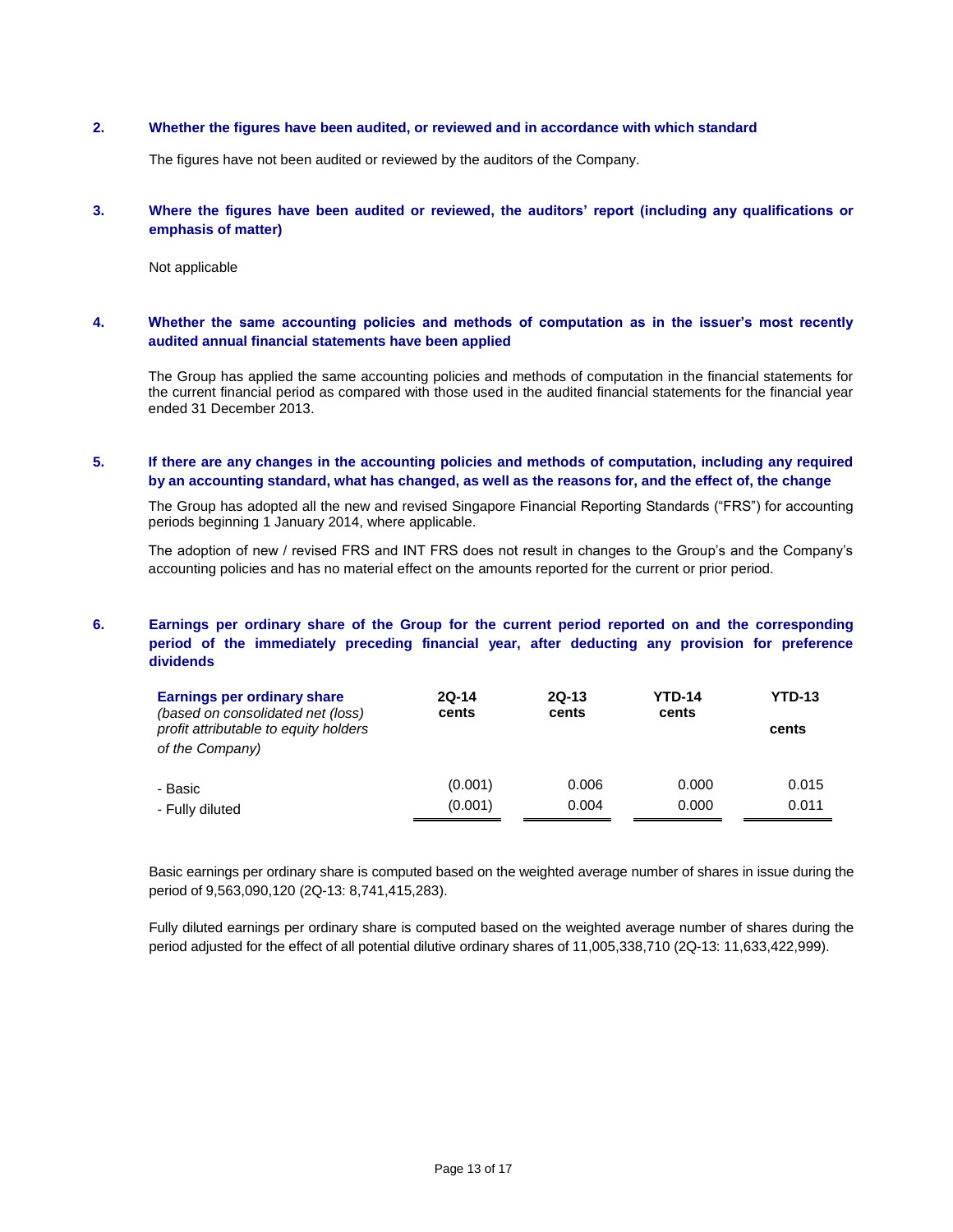### 2. Whether the figures have been audited, or reviewed and in accordance with which standard

The figures have not been audited or reviewed by the auditors of the Company.

### 3. Where the figures have been audited or reviewed, the auditors' report (including any qualifications or emphasis of matter)

Not applicable

### 4. Whether the same accounting policies and methods of computation as in the issuer's most recently audited annual financial statements have been applied

The Group has applied the same accounting policies and methods of computation in the financial statements for the current financial period as compared with those used in the audited financial statements for the financial year ended 31 December 2013.

### 5. If there are any changes in the accounting policies and methods of computation, including any required by an accounting standard, what has changed, as well as the reasons for, and the effect of, the change

The Group has adopted all the new and revised Singapore Financial Reporting Standards ("FRS") for accounting periods beginning 1 January 2014, where applicable.

The adoption of new / revised FRS and INT FRS does not result in changes to the Group's and the Company's accounting policies and has no material effect on the amounts reported for the current or prior period.

### 6. Earnings per ordinary share of the Group for the current period reported on and the corresponding period of the immediately preceding financial year, after deducting any provision for preference dividends

| **Earnings per ordinary share** *(based on consolidated net (loss) profit attributable to equity holders of the Company)* | **2Q-14 cents** | **2Q-13 cents** | **YTD-14 cents** | **YTD-13 cents** |
|---|---|---|---|---|
| - Basic | (0.001) | 0.006 | 0.000 | 0.015 |
| - Fully diluted | (0.001) | 0.004 | 0.000 | 0.011 |

Basic earnings per ordinary share is computed based on the weighted average number of shares in issue during the period of 9,563,090,120 (2Q-13: 8,741,415,283).

Fully diluted earnings per ordinary share is computed based on the weighted average number of shares during the period adjusted for the effect of all potential dilutive ordinary shares of 11,005,338,710 (2Q-13: 11,633,422,999).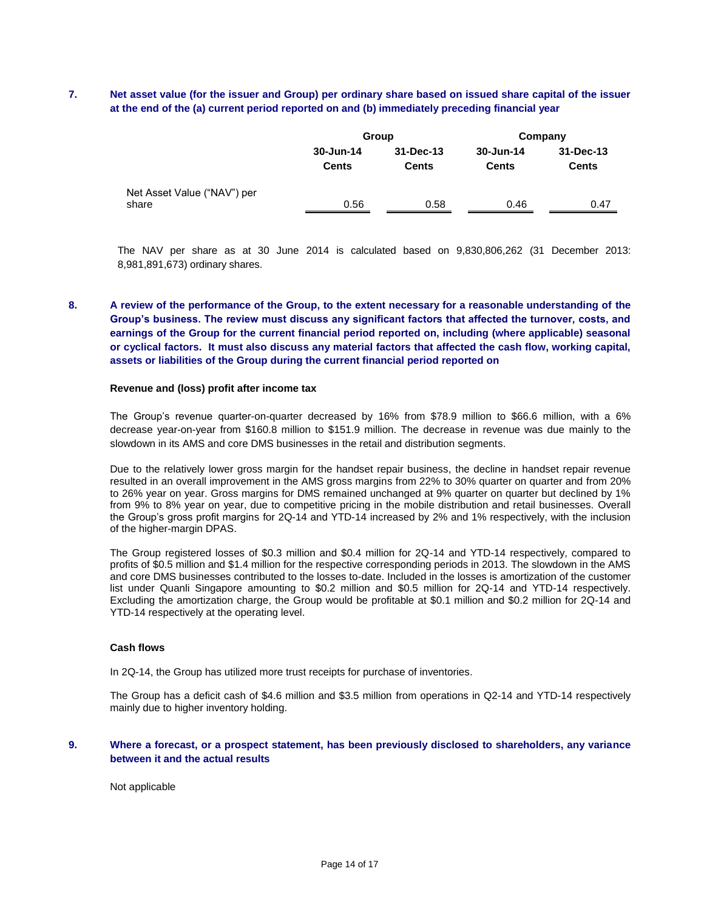## 7. Net asset value (for the issuer and Group) per ordinary share based on issued share capital of the issuer at the end of the (a) current period reported on and (b) immediately preceding financial year

| | Group | | Company | |
|---|---|---|---|---|
| | 30-Jun-14 | 31-Dec-13 | 30-Jun-14 | 31-Dec-13 |
| | Cents | Cents | Cents | Cents |
| Net Asset Value ("NAV") per share | 0.56 | 0.58 | 0.46 | 0.47 |

The NAV per share as at 30 June 2014 is calculated based on 9,830,806,262 (31 December 2013: 8,981,891,673) ordinary shares.

## 8. A review of the performance of the Group, to the extent necessary for a reasonable understanding of the Group's business. The review must discuss any significant factors that affected the turnover, costs, and earnings of the Group for the current financial period reported on, including (where applicable) seasonal or cyclical factors. It must also discuss any material factors that affected the cash flow, working capital, assets or liabilities of the Group during the current financial period reported on

**Revenue and (loss) profit after income tax**

The Group's revenue quarter-on-quarter decreased by 16% from $78.9 million to $66.6 million, with a 6% decrease year-on-year from $160.8 million to $151.9 million. The decrease in revenue was due mainly to the slowdown in its AMS and core DMS businesses in the retail and distribution segments.

Due to the relatively lower gross margin for the handset repair business, the decline in handset repair revenue resulted in an overall improvement in the AMS gross margins from 22% to 30% quarter on quarter and from 20% to 26% year on year. Gross margins for DMS remained unchanged at 9% quarter on quarter but declined by 1% from 9% to 8% year on year, due to competitive pricing in the mobile distribution and retail businesses. Overall the Group's gross profit margins for 2Q-14 and YTD-14 increased by 2% and 1% respectively, with the inclusion of the higher-margin DPAS.

The Group registered losses of $0.3 million and $0.4 million for 2Q-14 and YTD-14 respectively, compared to profits of $0.5 million and $1.4 million for the respective corresponding periods in 2013. The slowdown in the AMS and core DMS businesses contributed to the losses to-date. Included in the losses is amortization of the customer list under Quanli Singapore amounting to $0.2 million and $0.5 million for 2Q-14 and YTD-14 respectively. Excluding the amortization charge, the Group would be profitable at $0.1 million and $0.2 million for 2Q-14 and YTD-14 respectively at the operating level.

**Cash flows**

In 2Q-14, the Group has utilized more trust receipts for purchase of inventories.

The Group has a deficit cash of $4.6 million and $3.5 million from operations in Q2-14 and YTD-14 respectively mainly due to higher inventory holding.

## 9. Where a forecast, or a prospect statement, has been previously disclosed to shareholders, any variance between it and the actual results

Not applicable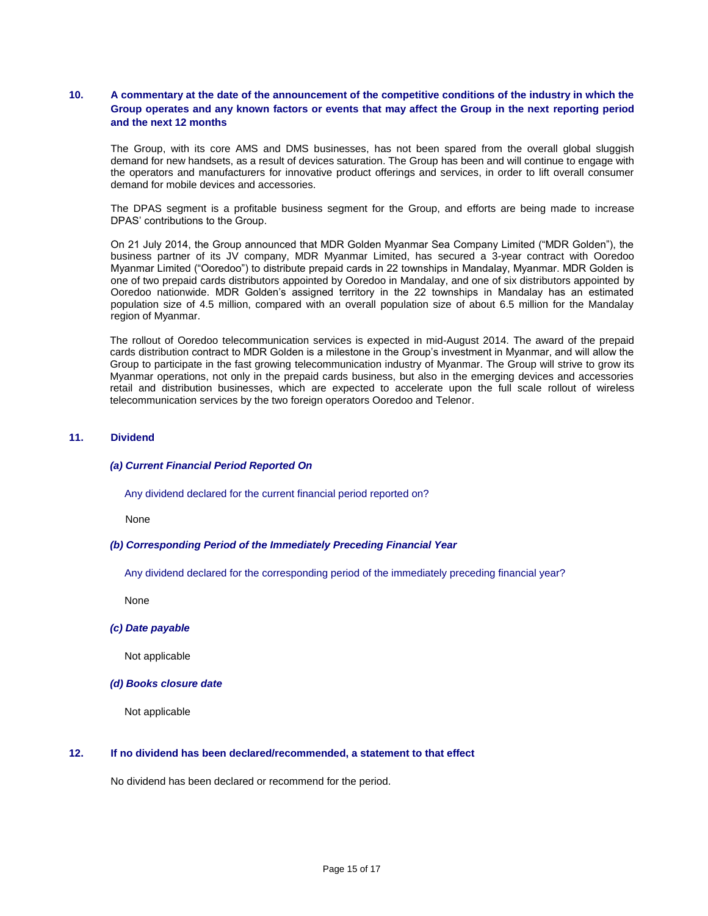## 10. A commentary at the date of the announcement of the competitive conditions of the industry in which the Group operates and any known factors or events that may affect the Group in the next reporting period and the next 12 months

The Group, with its core AMS and DMS businesses, has not been spared from the overall global sluggish demand for new handsets, as a result of devices saturation. The Group has been and will continue to engage with the operators and manufacturers for innovative product offerings and services, in order to lift overall consumer demand for mobile devices and accessories.

The DPAS segment is a profitable business segment for the Group, and efforts are being made to increase DPAS' contributions to the Group.

On 21 July 2014, the Group announced that MDR Golden Myanmar Sea Company Limited ("MDR Golden"), the business partner of its JV company, MDR Myanmar Limited, has secured a 3-year contract with Ooredoo Myanmar Limited ("Ooredoo") to distribute prepaid cards in 22 townships in Mandalay, Myanmar. MDR Golden is one of two prepaid cards distributors appointed by Ooredoo in Mandalay, and one of six distributors appointed by Ooredoo nationwide. MDR Golden's assigned territory in the 22 townships in Mandalay has an estimated population size of 4.5 million, compared with an overall population size of about 6.5 million for the Mandalay region of Myanmar.

The rollout of Ooredoo telecommunication services is expected in mid-August 2014. The award of the prepaid cards distribution contract to MDR Golden is a milestone in the Group's investment in Myanmar, and will allow the Group to participate in the fast growing telecommunication industry of Myanmar. The Group will strive to grow its Myanmar operations, not only in the prepaid cards business, but also in the emerging devices and accessories retail and distribution businesses, which are expected to accelerate upon the full scale rollout of wireless telecommunication services by the two foreign operators Ooredoo and Telenor.

## 11. Dividend

### *(a) Current Financial Period Reported On*

Any dividend declared for the current financial period reported on?

None

### *(b) Corresponding Period of the Immediately Preceding Financial Year*

Any dividend declared for the corresponding period of the immediately preceding financial year?

None

### *(c) Date payable*

Not applicable

### *(d) Books closure date*

Not applicable

## 12. If no dividend has been declared/recommended, a statement to that effect

No dividend has been declared or recommend for the period.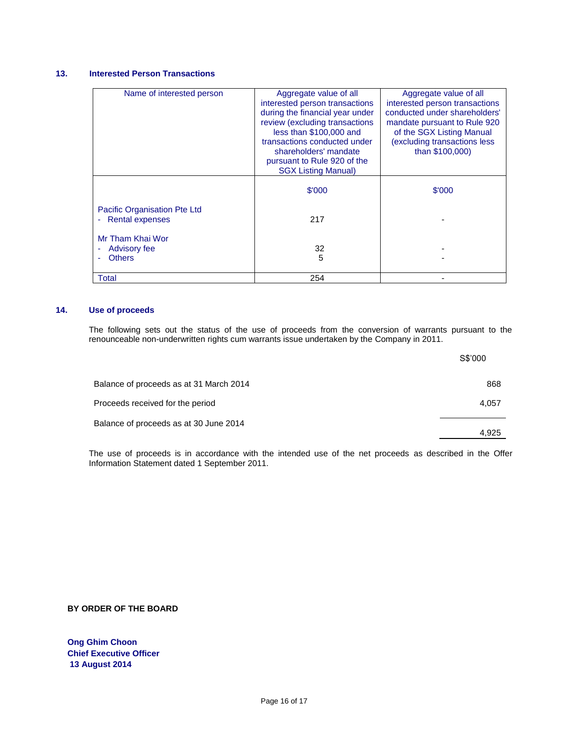## 13. Interested Person Transactions

| Name of interested person | Aggregate value of all interested person transactions during the financial year under review (excluding transactions less than $100,000 and transactions conducted under shareholders' mandate pursuant to Rule 920 of the SGX Listing Manual) | Aggregate value of all interested person transactions conducted under shareholders' mandate pursuant to Rule 920 of the SGX Listing Manual (excluding transactions less than $100,000) |
|---|---|---|
| | $'000 | $'000 |
| Pacific Organisation Pte Ltd | | |
| - Rental expenses | 217 | - |
| Mr Tham Khai Wor | | |
| - Advisory fee | 32 | - |
| - Others | 5 | - |
| Total | 254 | - |

## 14. Use of proceeds

The following sets out the status of the use of proceeds from the conversion of warrants pursuant to the renounceable non-underwritten rights cum warrants issue undertaken by the Company in 2011.

| | S$'000 |
|---|---|
| Balance of proceeds as at 31 March 2014 | 868 |
| Proceeds received for the period | 4,057 |
| Balance of proceeds as at 30 June 2014 | 4,925 |

The use of proceeds is in accordance with the intended use of the net proceeds as described in the Offer Information Statement dated 1 September 2011.

**BY ORDER OF THE BOARD**

**Ong Ghim Choon**
**Chief Executive Officer**
**13 August 2014**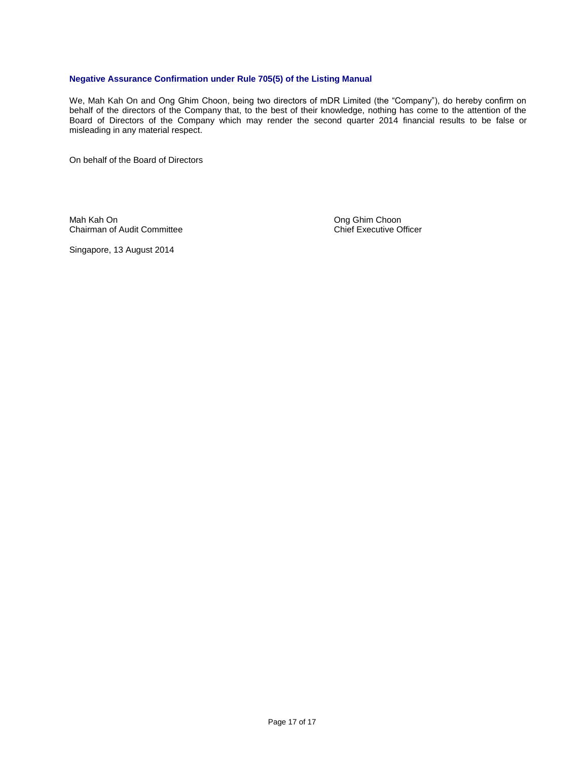**Negative Assurance Confirmation under Rule 705(5) of the Listing Manual**

We, Mah Kah On and Ong Ghim Choon, being two directors of mDR Limited (the "Company"), do hereby confirm on behalf of the directors of the Company that, to the best of their knowledge, nothing has come to the attention of the Board of Directors of the Company which may render the second quarter 2014 financial results to be false or misleading in any material respect.

On behalf of the Board of Directors

Mah Kah On
Chairman of Audit Committee

Ong Ghim Choon
Chief Executive Officer

Singapore, 13 August 2014